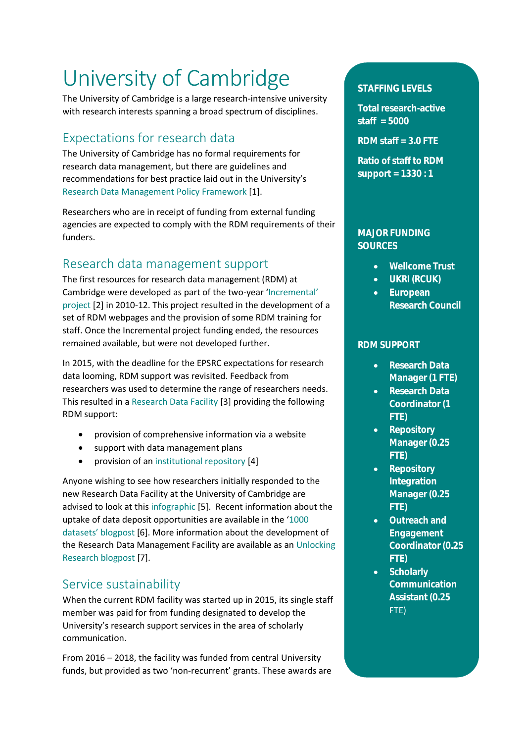# University of Cambridge

The University of Cambridge is a large research-intensive university with research interests spanning a broad spectrum of disciplines.

## Expectations for research data

The University of Cambridge has no formal requirements for research data management, but there are guidelines and recommendations for best practice laid out in the University's Research Data Management Policy Framework [1].

Researchers who are in receipt of funding from external funding agencies are expected to comply with the RDM requirements of their funders.

## Research data management support

The first resources for research data management (RDM) at Cambridge were developed as part of the two-year 'Incremental' project [2] in 2010-12. This project resulted in the development of a set of RDM webpages and the provision of some RDM training for staff. Once the Incremental project funding ended, the resources remained available, but were not developed further.

In 2015, with the deadline for the EPSRC expectations for research data looming, RDM support was revisited. Feedback from researchers was used to determine the range of researchers needs. This resulted in a Research Data Facility [3] providing the following RDM support:

- provision of comprehensive information via a website
- support with data management plans
- provision of an institutional repository [4]

Anyone wishing to see how researchers initially responded to the new Research Data Facility at the University of Cambridge are advised to look at this infographic [5]. Recent information about the uptake of data deposit opportunities are available in the '1000 datasets' blogpost [6]. More information about the development of the Research Data Management Facility are available as an Unlocking Research blogpost [7].

## Service sustainability

When the current RDM facility was started up in 2015, its single staff member was paid for from funding designated to develop the University's research support services in the area of scholarly communication.

From 2016 – 2018, the facility was funded from central University funds, but provided as two 'non-recurrent' grants. These awards are

**STAFFING LEVELS**

**Total research-active staff = 5000**

**RDM staff = 3.0 FTE**

**Ratio of staff to RDM support = 1330 : 1**

**MAJOR FUNDING SOURCES**

- **Wellcome Trust**
- **UKRI (RCUK)**
- **European Research Council**

**RDM SUPPORT**

- **Research Data Manager (1 FTE)**
- **Research Data Coordinator (1 FTE)**
- **Repository Manager (0.25 FTE)**
- **Repository Integration Manager (0.25 FTE)**
- **Outreach and Engagement Coordinator (0.25 FTE)**
- **Scholarly Communication Assistant (0.25** FTE)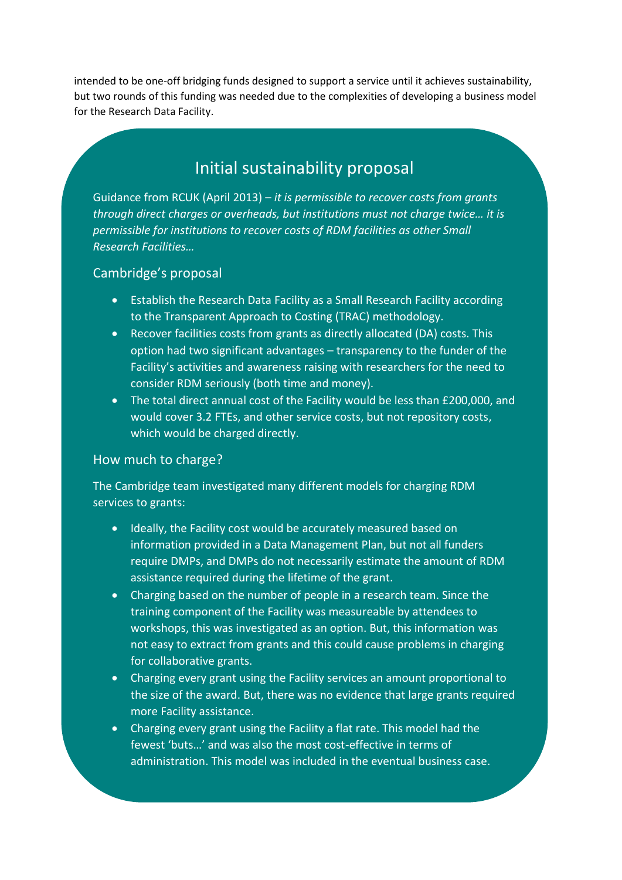intended to be one-off bridging funds designed to support a service until it achieves sustainability, but two rounds of this funding was needed due to the complexities of developing a business model for the Research Data Facility.

## Initial sustainability proposal

Guidance from RCUK (April 2013) – *it is permissible to recover costs from grants through direct charges or overheads, but institutions must not charge twice… it is permissible for institutions to recover costs of RDM facilities as other Small Research Facilities…*

### Cambridge's proposal

- Establish the Research Data Facility as a Small Research Facility according to the Transparent Approach to Costing (TRAC) methodology.
- Recover facilities costs from grants as directly allocated (DA) costs. This option had two significant advantages – transparency to the funder of the Facility's activities and awareness raising with researchers for the need to consider RDM seriously (both time and money).
- The total direct annual cost of the Facility would be less than £200,000, and would cover 3.2 FTEs, and other service costs, but not repository costs, which would be charged directly.

### How much to charge?

The Cambridge team investigated many different models for charging RDM services to grants:

- Ideally, the Facility cost would be accurately measured based on information provided in a Data Management Plan, but not all funders require DMPs, and DMPs do not necessarily estimate the amount of RDM assistance required during the lifetime of the grant.
- Charging based on the number of people in a research team. Since the training component of the Facility was measureable by attendees to workshops, this was investigated as an option. But, this information was not easy to extract from grants and this could cause problems in charging for collaborative grants.
- Charging every grant using the Facility services an amount proportional to the size of the award. But, there was no evidence that large grants required more Facility assistance.
- Charging every grant using the Facility a flat rate. This model had the fewest 'buts…' and was also the most cost-effective in terms of administration. This model was included in the eventual business case.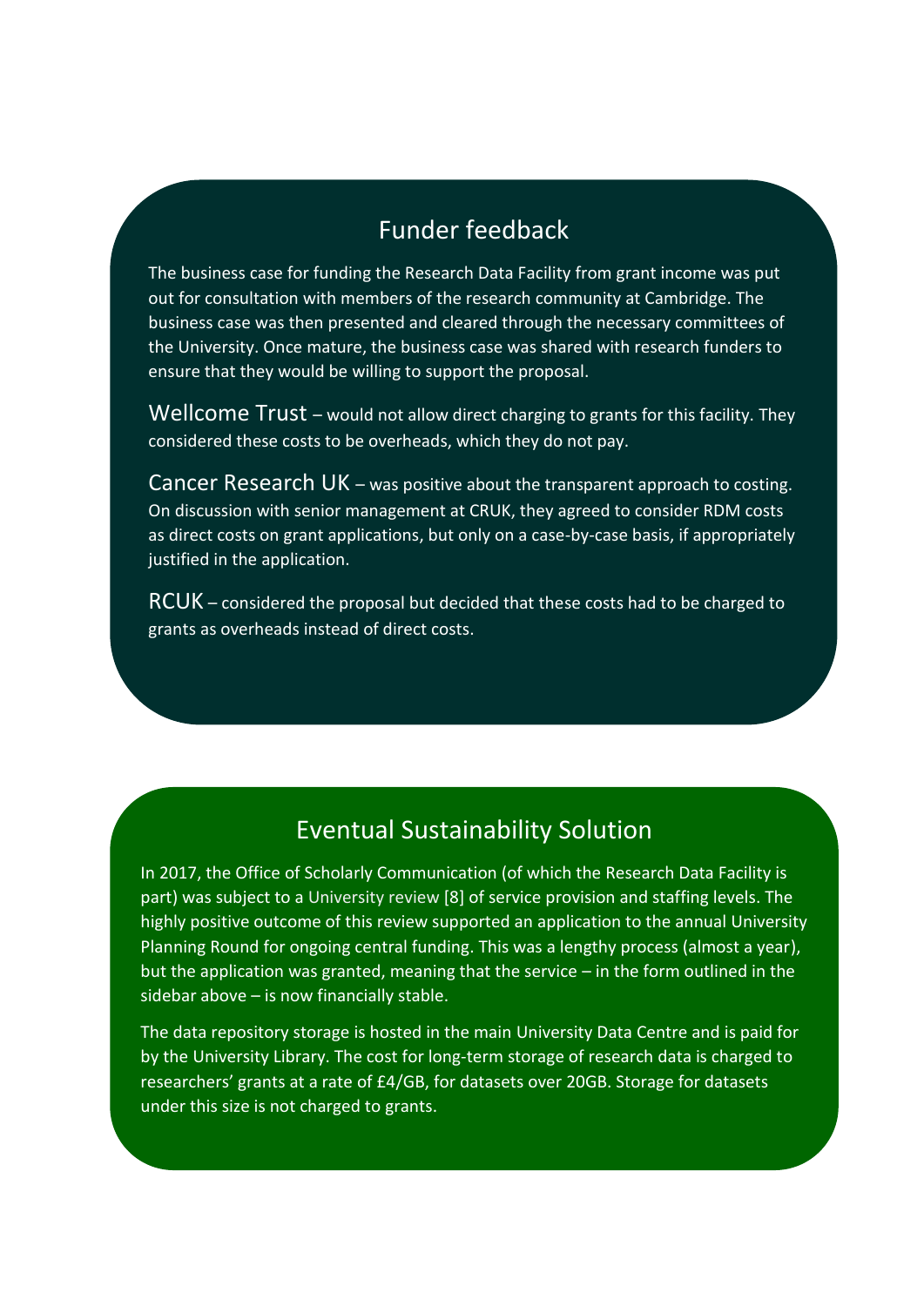## Funder feedback

The business case for funding the Research Data Facility from grant income was put out for consultation with members of the research community at Cambridge. The business case was then presented and cleared through the necessary committees of the University. Once mature, the business case was shared with research funders to ensure that they would be willing to support the proposal.

**Wellcome Trust** – would not allow direct charging to grants for this facility. They considered these costs to be overheads, which they do not pay.

**Cancer Research UK** – was positive about the transparent approach to costing. On discussion with senior management at CRUK, they agreed to consider RDM costs as direct costs on grant applications, but only on a case-by-case basis, if appropriately justified in the application.

**RCUK** – considered the proposal but decided that these costs had to be charged to grants as overheads instead of direct costs.

## Eventual Sustainability Solution

In 2017, the Office of Scholarly Communication (of which the Research Data Facility is part) was subject to a University review [8] of service provision and staffing levels. The highly positive outcome of this review supported an application to the annual University Planning Round for ongoing central funding. This was a lengthy process (almost a year), but the application was granted, meaning that the service – in the form outlined in the sidebar above – is now financially stable.

The data repository storage is hosted in the main University Data Centre and is paid for by the University Library. The cost for long-term storage of research data is charged to researchers' grants at a rate of £4/GB, for datasets over 20GB. Storage for datasets under this size is not charged to grants.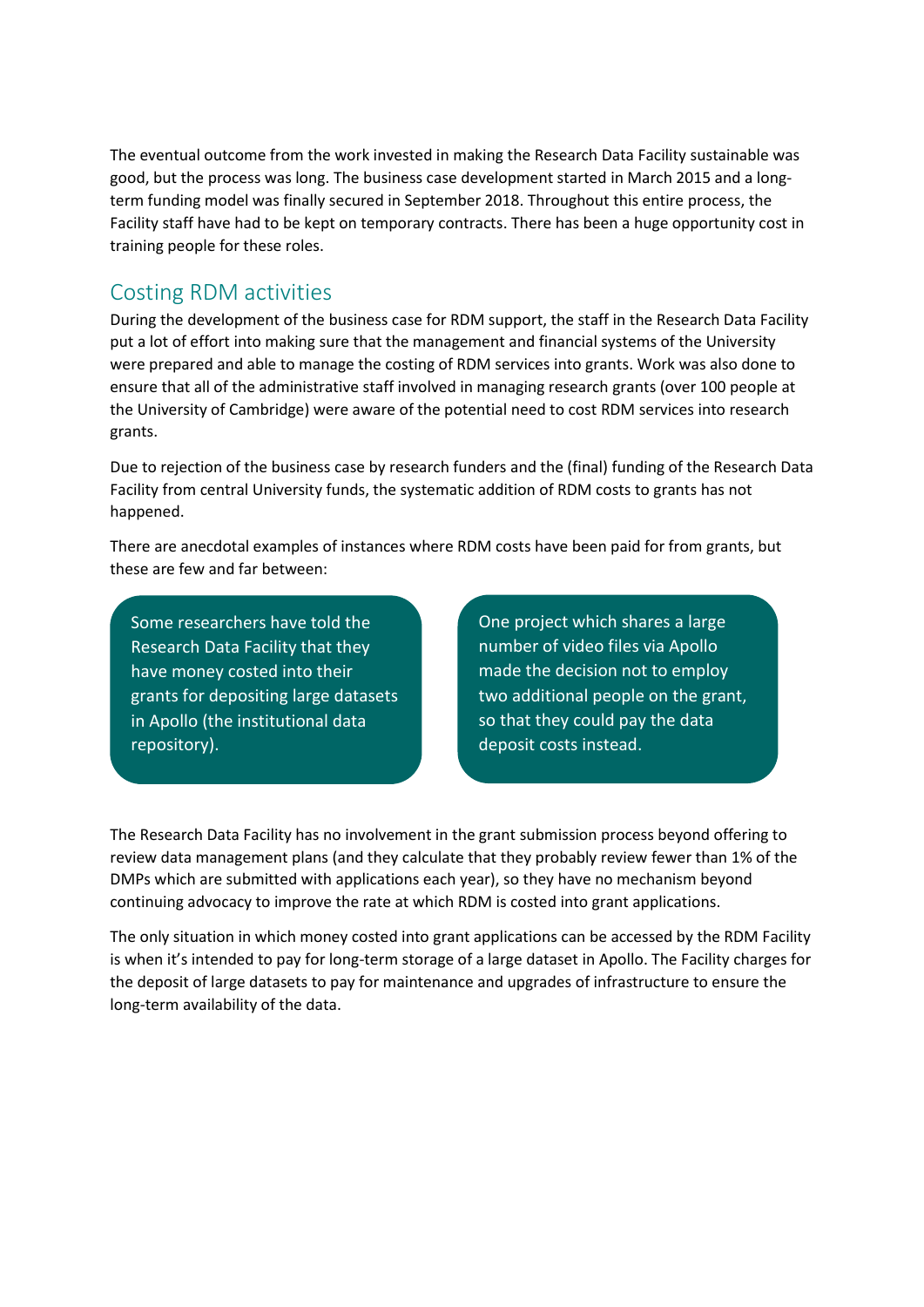The eventual outcome from the work invested in making the Research Data Facility sustainable was good, but the process was long. The business case development started in March 2015 and a long-term funding model was finally secured in September 2018. Throughout this entire process, the Facility staff have had to be kept on temporary contracts. There has been a huge opportunity cost in training people for these roles.

## Costing RDM activities

During the development of the business case for RDM support, the staff in the Research Data Facility put a lot of effort into making sure that the management and financial systems of the University were prepared and able to manage the costing of RDM services into grants. Work was also done to ensure that all of the administrative staff involved in managing research grants (over 100 people at the University of Cambridge) were aware of the potential need to cost RDM services into research grants.

Due to rejection of the business case by research funders and the (final) funding of the Research Data Facility from central University funds, the systematic addition of RDM costs to grants has not happened.

There are anecdotal examples of instances where RDM costs have been paid for from grants, but these are few and far between:

> Some researchers have told the Research Data Facility that they have money costed into their grants for depositing large datasets in Apollo (the institutional data repository).

> One project which shares a large number of video files via Apollo made the decision not to employ two additional people on the grant, so that they could pay the data deposit costs instead.

The Research Data Facility has no involvement in the grant submission process beyond offering to review data management plans (and they calculate that they probably review fewer than 1% of the DMPs which are submitted with applications each year), so they have no mechanism beyond continuing advocacy to improve the rate at which RDM is costed into grant applications.

The only situation in which money costed into grant applications can be accessed by the RDM Facility is when it's intended to pay for long-term storage of a large dataset in Apollo. The Facility charges for the deposit of large datasets to pay for maintenance and upgrades of infrastructure to ensure the long-term availability of the data.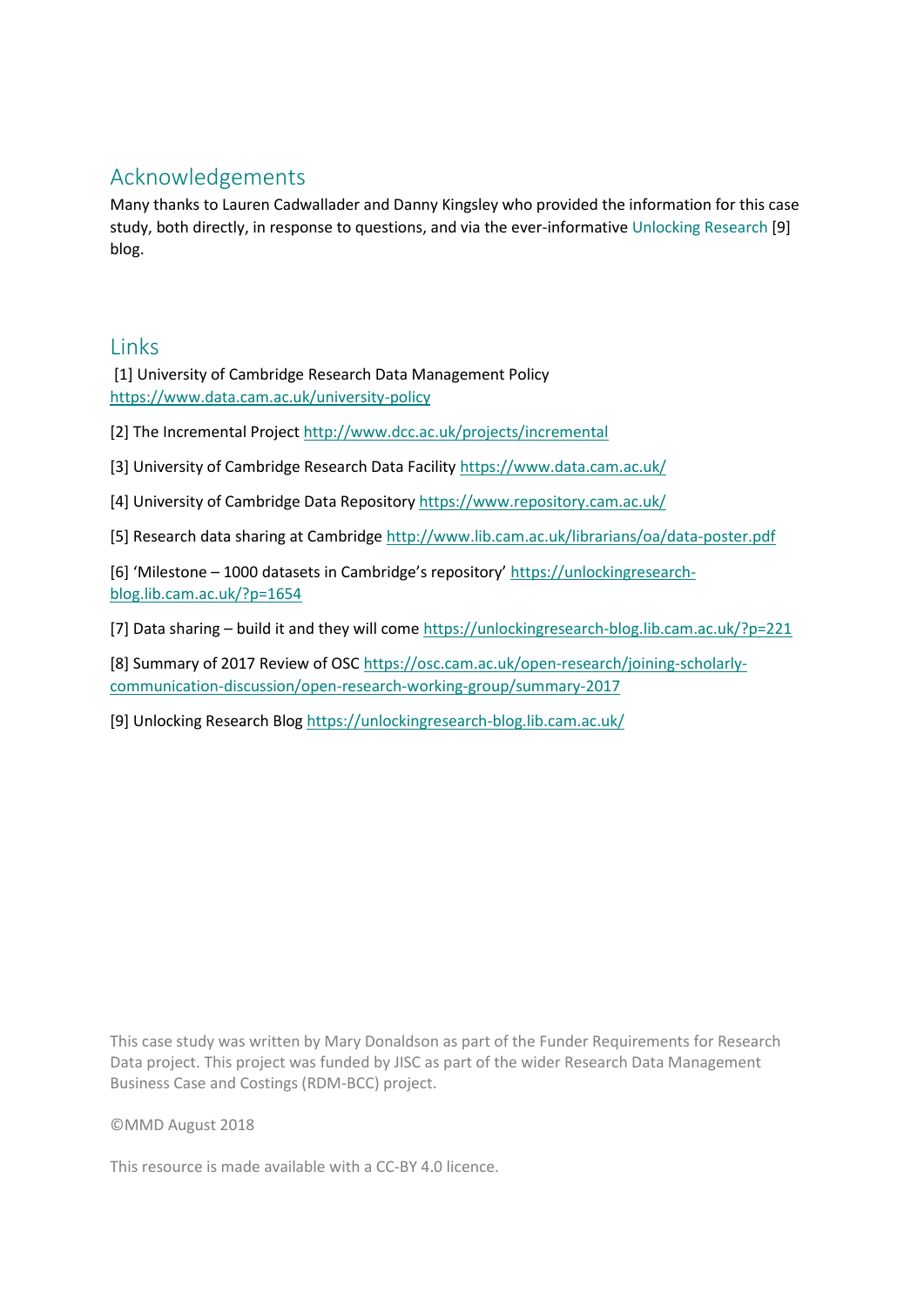## Acknowledgements

Many thanks to Lauren Cadwallader and Danny Kingsley who provided the information for this case study, both directly, in response to questions, and via the ever-informative Unlocking Research [9] blog.

## Links

[1] University of Cambridge Research Data Management Policy https://www.data.cam.ac.uk/university-policy

[2] The Incremental Project http://www.dcc.ac.uk/projects/incremental

[3] University of Cambridge Research Data Facility https://www.data.cam.ac.uk/

[4] University of Cambridge Data Repository https://www.repository.cam.ac.uk/

[5] Research data sharing at Cambridge http://www.lib.cam.ac.uk/librarians/oa/data-poster.pdf

[6] 'Milestone – 1000 datasets in Cambridge's repository' https://unlockingresearch-blog.lib.cam.ac.uk/?p=1654

[7] Data sharing – build it and they will come https://unlockingresearch-blog.lib.cam.ac.uk/?p=221

[8] Summary of 2017 Review of OSC https://osc.cam.ac.uk/open-research/joining-scholarly-communication-discussion/open-research-working-group/summary-2017

[9] Unlocking Research Blog https://unlockingresearch-blog.lib.cam.ac.uk/

This case study was written by Mary Donaldson as part of the Funder Requirements for Research Data project. This project was funded by JISC as part of the wider Research Data Management Business Case and Costings (RDM-BCC) project.

©MMD August 2018

This resource is made available with a CC-BY 4.0 licence.